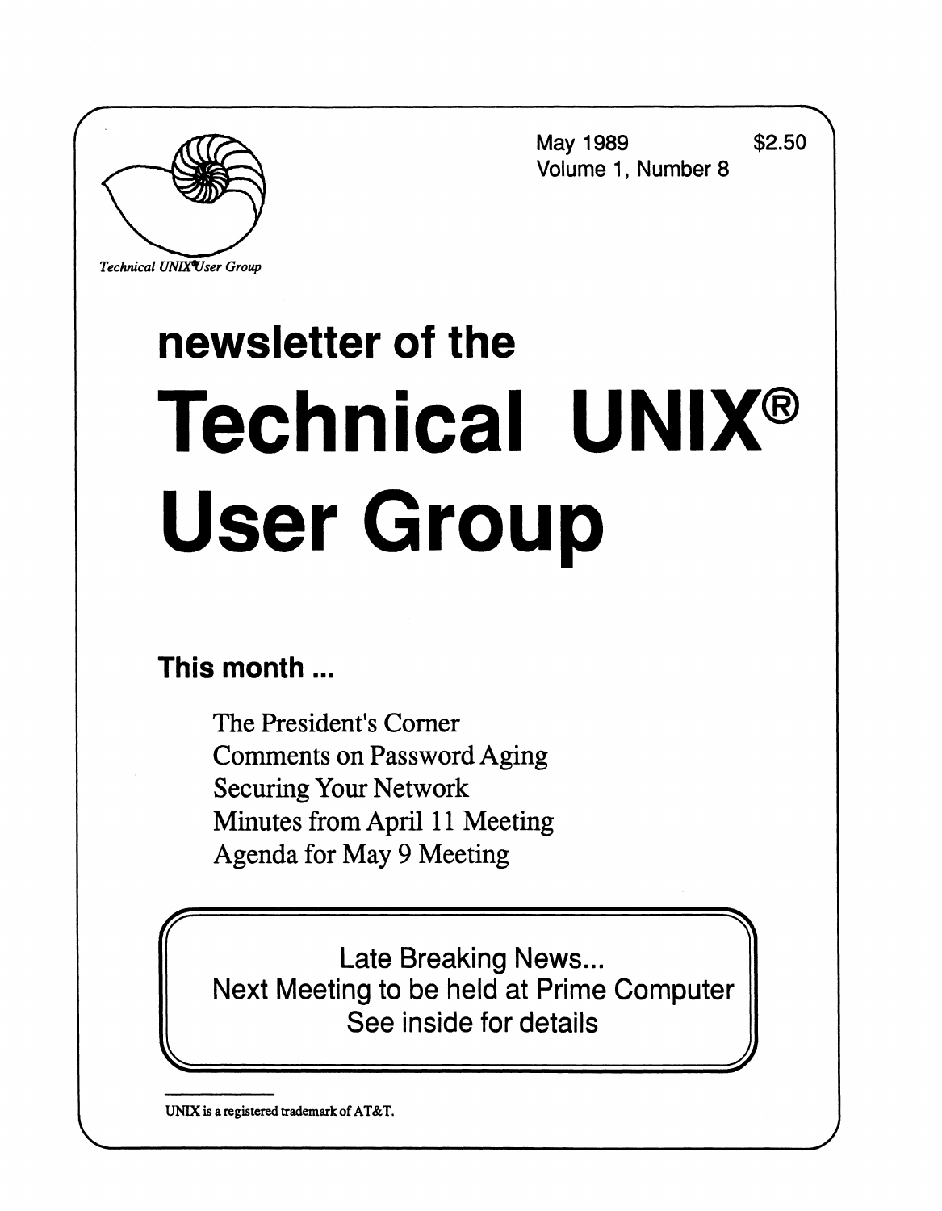Technical UNIX® User Group

May 1989 $2.50
Volume 1, Number 8

# newsletter of the Technical UNIX® User Group

## This month ...

The President's Corner
Comments on Password Aging
Securing Your Network
Minutes from April 11 Meeting
Agenda for May 9 Meeting

**Late Breaking News...**
**Next Meeting to be held at Prime Computer**
**See inside for details**

UNIX is a registered trademark of AT&T.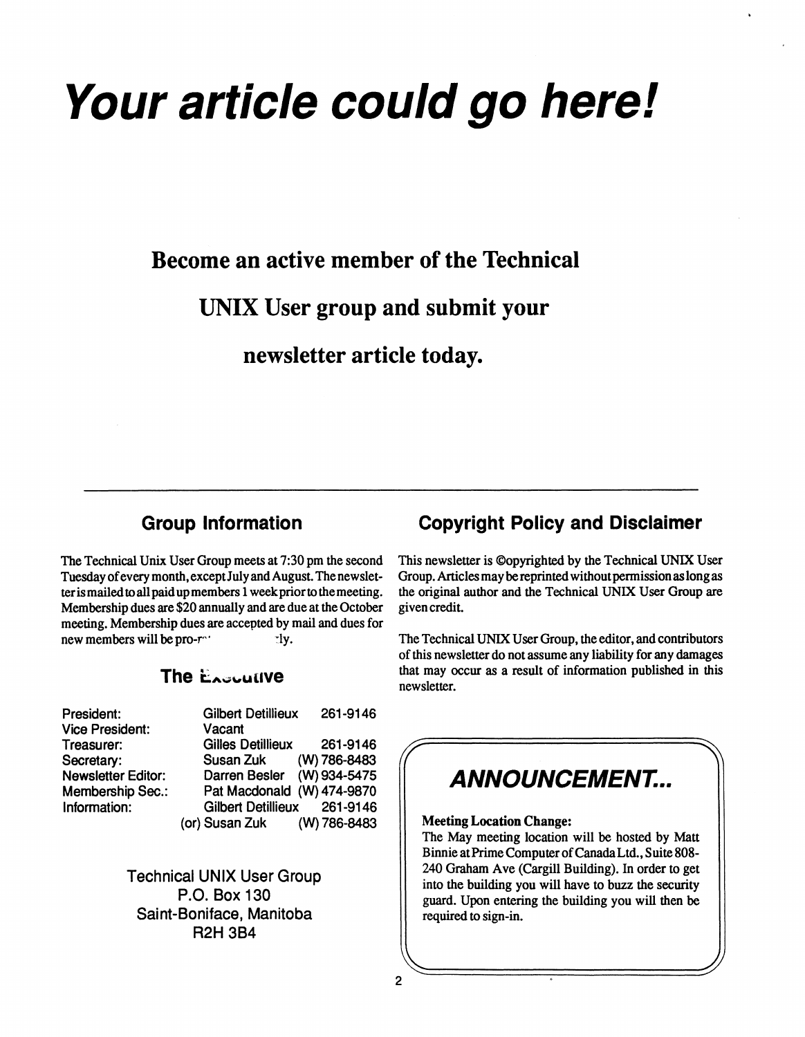# *Your article could go here!*

**Become an active member of the Technical UNIX User group and submit your newsletter article today.**

---

## Group Information

The Technical Unix User Group meets at 7:30 pm the second Tuesday of every month, except July and August. The newsletter is mailed to all paid up members 1 week prior to the meeting. Membership dues are $20 annually and are due at the October meeting. Membership dues are accepted by mail and dues for new members will be pro-r... ...ly.

## The Executive

| | | |
|---|---|---|
| President: | Gilbert Detillieux | 261-9146 |
| Vice President: | Vacant | |
| Treasurer: | Gilles Detillieux | 261-9146 |
| Secretary: | Susan Zuk | (W) 786-8483 |
| Newsletter Editor: | Darren Besler | (W) 934-5475 |
| Membership Sec.: | Pat Macdonald | (W) 474-9870 |
| Information: | Gilbert Detillieux | 261-9146 |
| | (or) Susan Zuk | (W) 786-8483 |

Technical UNIX User Group
P.O. Box 130
Saint-Boniface, Manitoba
R2H 3B4

## Copyright Policy and Disclaimer

This newsletter is ©opyrighted by the Technical UNIX User Group. Articles may be reprinted without permission as long as the original author and the Technical UNIX User Group are given credit.

The Technical UNIX User Group, the editor, and contributors of this newsletter do not assume any liability for any damages that may occur as a result of information published in this newsletter.

## *ANNOUNCEMENT...*

**Meeting Location Change:**
The May meeting location will be hosted by Matt Binnie at Prime Computer of Canada Ltd., Suite 808-240 Graham Ave (Cargill Building). In order to get into the building you will have to buzz the security guard. Upon entering the building you will then be required to sign-in.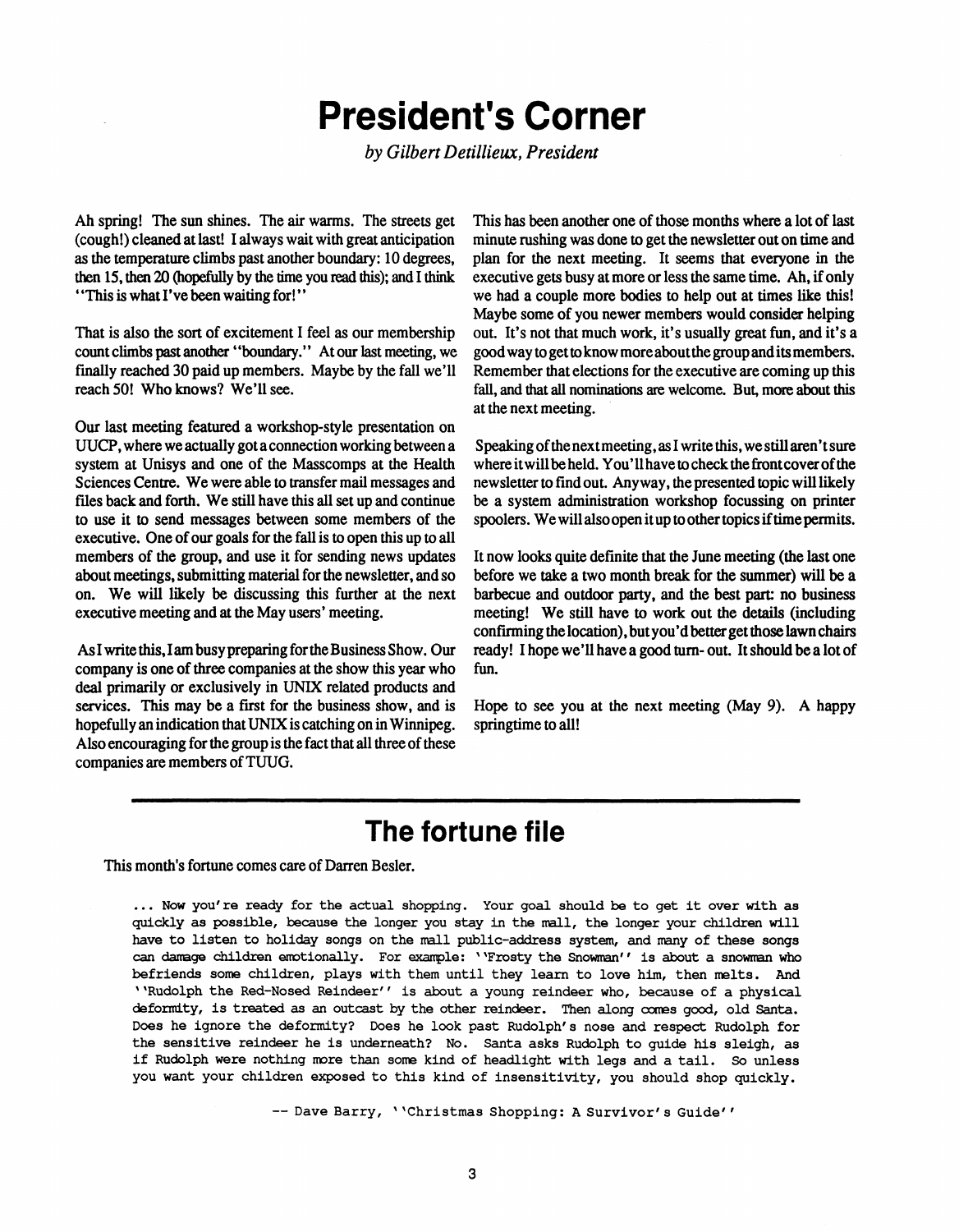# President's Corner

*by Gilbert Detillieux, President*

Ah spring! The sun shines. The air warms. The streets get (cough!) cleaned at last! I always wait with great anticipation as the temperature climbs past another boundary: 10 degrees, then 15, then 20 (hopefully by the time you read this); and I think "This is what I've been waiting for!"

That is also the sort of excitement I feel as our membership count climbs past another "boundary." At our last meeting, we finally reached 30 paid up members. Maybe by the fall we'll reach 50! Who knows? We'll see.

Our last meeting featured a workshop-style presentation on UUCP, where we actually got a connection working between a system at Unisys and one of the Masscomps at the Health Sciences Centre. We were able to transfer mail messages and files back and forth. We still have this all set up and continue to use it to send messages between some members of the executive. One of our goals for the fall is to open this up to all members of the group, and use it for sending news updates about meetings, submitting material for the newsletter, and so on. We will likely be discussing this further at the next executive meeting and at the May users' meeting.

As I write this, I am busy preparing for the Business Show. Our company is one of three companies at the show this year who deal primarily or exclusively in UNIX related products and services. This may be a first for the business show, and is hopefully an indication that UNIX is catching on in Winnipeg. Also encouraging for the group is the fact that all three of these companies are members of TUUG.

This has been another one of those months where a lot of last minute rushing was done to get the newsletter out on time and plan for the next meeting. It seems that everyone in the executive gets busy at more or less the same time. Ah, if only we had a couple more bodies to help out at times like this! Maybe some of you newer members would consider helping out. It's not that much work, it's usually great fun, and it's a good way to get to know more about the group and its members. Remember that elections for the executive are coming up this fall, and that all nominations are welcome. But, more about this at the next meeting.

Speaking of the next meeting, as I write this, we still aren't sure where it will be held. You'll have to check the front cover of the newsletter to find out. Anyway, the presented topic will likely be a system administration workshop focussing on printer spoolers. We will also open it up to other topics if time permits.

It now looks quite definite that the June meeting (the last one before we take a two month break for the summer) will be a barbecue and outdoor party, and the best part: no business meeting! We still have to work out the details (including confirming the location), but you'd better get those lawn chairs ready! I hope we'll have a good turn- out. It should be a lot of fun.

Hope to see you at the next meeting (May 9). A happy springtime to all!

# The fortune file

This month's fortune comes care of Darren Besler.

```
... Now you're ready for the actual shopping. Your goal should be to get it over with as
quickly as possible, because the longer you stay in the mall, the longer your children will
have to listen to holiday songs on the mall public-address system, and many of these songs
can damage children emotionally. For example: ''Frosty the Snowman'' is about a snowman who
befriends some children, plays with them until they learn to love him, then melts. And
''Rudolph the Red-Nosed Reindeer'' is about a young reindeer who, because of a physical
deformity, is treated as an outcast by the other reindeer. Then along comes good, old Santa.
Does he ignore the deformity? Does he look past Rudolph's nose and respect Rudolph for
the sensitive reindeer he is underneath? No. Santa asks Rudolph to guide his sleigh, as
if Rudolph were nothing more than some kind of headlight with legs and a tail. So unless
you want your children exposed to this kind of insensitivity, you should shop quickly.

                -- Dave Barry, ''Christmas Shopping: A Survivor's Guide''
```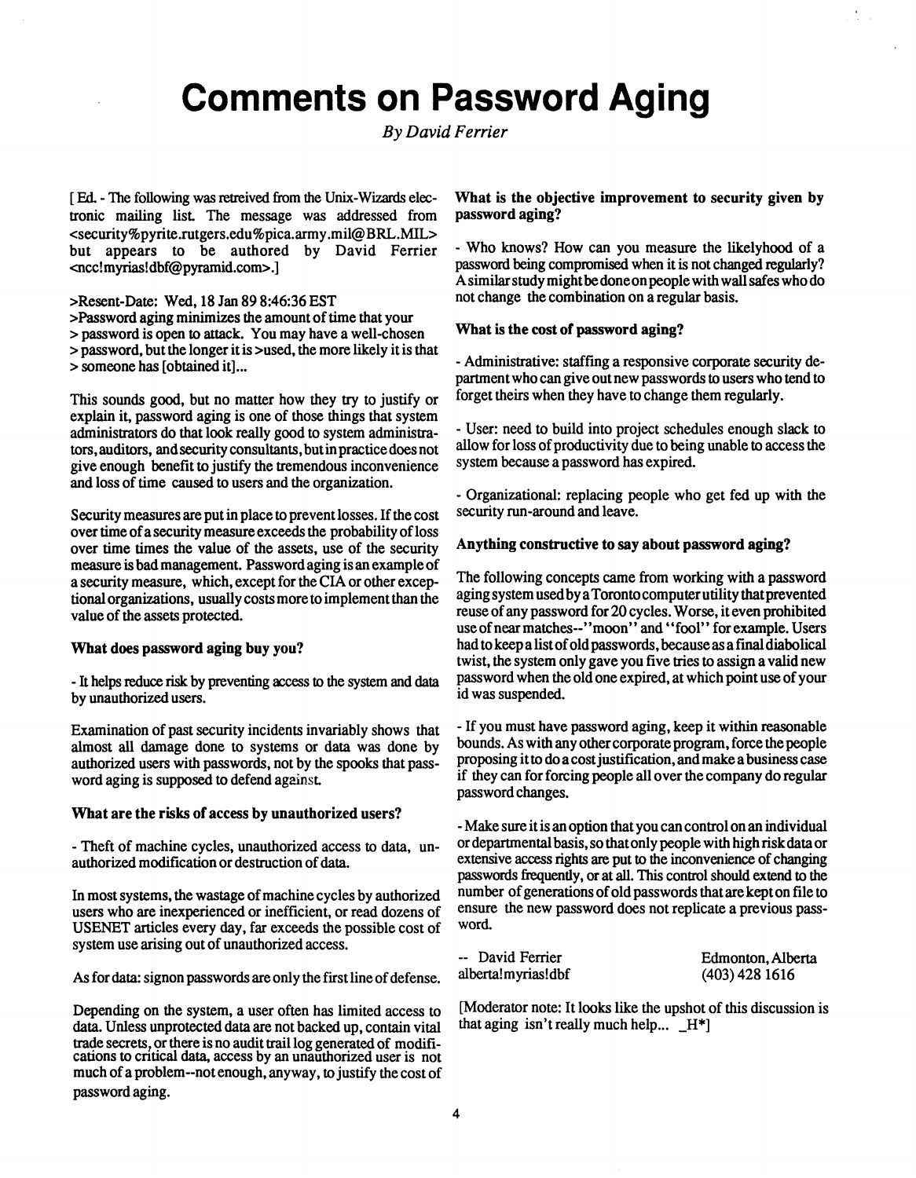# Comments on Password Aging

*By David Ferrier*

[ Ed. - The following was retreived from the Unix-Wizards electronic mailing list. The message was addressed from <security%pyrite.rutgers.edu%pica.army.mil@BRL.MIL> but appears to be authored by David Ferrier <ncc!myrias!dbf@pyramid.com>.]

>Resent-Date: Wed, 18 Jan 89 8:46:36 EST
>Password aging minimizes the amount of time that your
> password is open to attack. You may have a well-chosen
> password, but the longer it is >used, the more likely it is that
> someone has [obtained it]...

This sounds good, but no matter how they try to justify or explain it, password aging is one of those things that system administrators do that look really good to system administrators, auditors, and security consultants, but in practice does not give enough benefit to justify the tremendous inconvenience and loss of time caused to users and the organization.

Security measures are put in place to prevent losses. If the cost over time of a security measure exceeds the probability of loss over time times the value of the assets, use of the security measure is bad management. Password aging is an example of a security measure, which, except for the CIA or other exceptional organizations, usually costs more to implement than the value of the assets protected.

**What does password aging buy you?**

- It helps reduce risk by preventing access to the system and data by unauthorized users.

Examination of past security incidents invariably shows that almost all damage done to systems or data was done by authorized users with passwords, not by the spooks that password aging is supposed to defend against.

**What are the risks of access by unauthorized users?**

- Theft of machine cycles, unauthorized access to data, unauthorized modification or destruction of data.

In most systems, the wastage of machine cycles by authorized users who are inexperienced or inefficient, or read dozens of USENET articles every day, far exceeds the possible cost of system use arising out of unauthorized access.

As for data: signon passwords are only the first line of defense.

Depending on the system, a user often has limited access to data. Unless unprotected data are not backed up, contain vital trade secrets, or there is no audit trail log generated of modifications to critical data, access by an unauthorized user is not much of a problem--not enough, anyway, to justify the cost of password aging.

**What is the objective improvement to security given by password aging?**

- Who knows? How can you measure the likelyhood of a password being compromised when it is not changed regularly? A similar study might be done on people with wall safes who do not change the combination on a regular basis.

**What is the cost of password aging?**

- Administrative: staffing a responsive corporate security department who can give out new passwords to users who tend to forget theirs when they have to change them regularly.

- User: need to build into project schedules enough slack to allow for loss of productivity due to being unable to access the system because a password has expired.

- Organizational: replacing people who get fed up with the security run-around and leave.

**Anything constructive to say about password aging?**

The following concepts came from working with a password aging system used by a Toronto computer utility that prevented reuse of any password for 20 cycles. Worse, it even prohibited use of near matches--"moon" and "fool" for example. Users had to keep a list of old passwords, because as a final diabolical twist, the system only gave you five tries to assign a valid new password when the old one expired, at which point use of your id was suspended.

- If you must have password aging, keep it within reasonable bounds. As with any other corporate program, force the people proposing it to do a cost justification, and make a business case if they can for forcing people all over the company do regular password changes.

- Make sure it is an option that you can control on an individual or departmental basis, so that only people with high risk data or extensive access rights are put to the inconvenience of changing passwords frequently, or at all. This control should extend to the number of generations of old passwords that are kept on file to ensure the new password does not replicate a previous password.

-- David Ferrier
alberta!myrias!dbf

Edmonton, Alberta
(403) 428 1616

[Moderator note: It looks like the upshot of this discussion is that aging isn't really much help... _H*]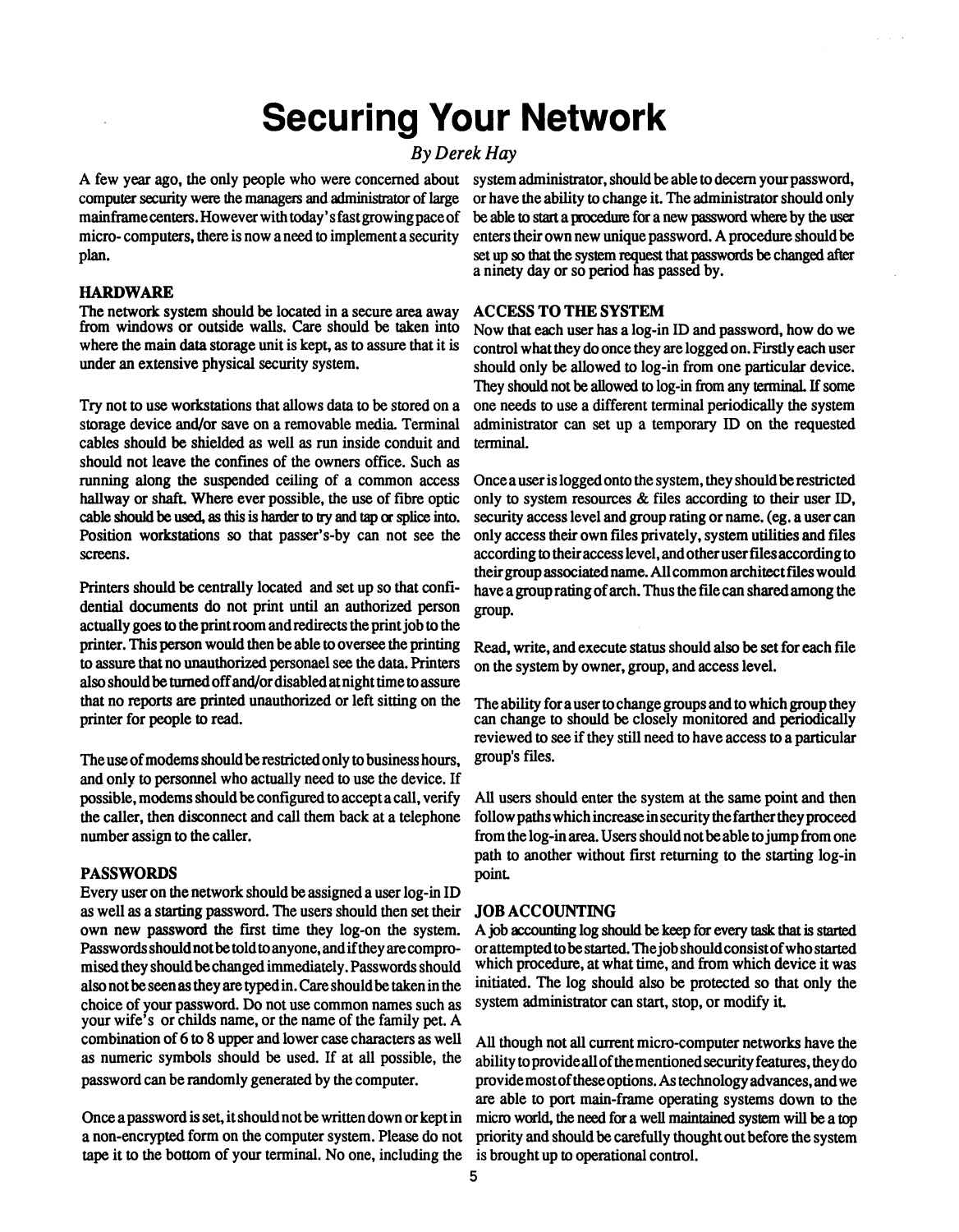# Securing Your Network

*By Derek Hay*

A few year ago, the only people who were concerned about computer security were the managers and administrator of large mainframe centers. However with today's fast growing pace of micro- computers, there is now a need to implement a security plan.

## HARDWARE

The network system should be located in a secure area away from windows or outside walls. Care should be taken into where the main data storage unit is kept, as to assure that it is under an extensive physical security system.

Try not to use workstations that allows data to be stored on a storage device and/or save on a removable media. Terminal cables should be shielded as well as run inside conduit and should not leave the confines of the owners office. Such as running along the suspended ceiling of a common access hallway or shaft. Where ever possible, the use of fibre optic cable should be used, as this is harder to try and tap or splice into. Position workstations so that passer's-by can not see the screens.

Printers should be centrally located and set up so that confidential documents do not print until an authorized person actually goes to the print room and redirects the print job to the printer. This person would then be able to oversee the printing to assure that no unauthorized personael see the data. Printers also should be turned off and/or disabled at night time to assure that no reports are printed unauthorized or left sitting on the printer for people to read.

The use of modems should be restricted only to business hours, and only to personnel who actually need to use the device. If possible, modems should be configured to accept a call, verify the caller, then disconnect and call them back at a telephone number assign to the caller.

## PASSWORDS

Every user on the network should be assigned a user log-in ID as well as a starting password. The users should then set their own new password the first time they log-on the system. Passwords should not be told to anyone, and if they are compromised they should be changed immediately. Passwords should also not be seen as they are typed in. Care should be taken in the choice of your password. Do not use common names such as your wife's or childs name, or the name of the family pet. A combination of 6 to 8 upper and lower case characters as well as numeric symbols should be used. If at all possible, the password can be randomly generated by the computer.

Once a password is set, it should not be written down or kept in a non-encrypted form on the computer system. Please do not tape it to the bottom of your terminal. No one, including the system administrator, should be able to decern your password, or have the ability to change it. The administrator should only be able to start a procedure for a new password where by the user enters their own new unique password. A procedure should be set up so that the system request that passwords be changed after a ninety day or so period has passed by.

## ACCESS TO THE SYSTEM

Now that each user has a log-in ID and password, how do we control what they do once they are logged on. Firstly each user should only be allowed to log-in from one particular device. They should not be allowed to log-in from any terminal. If some one needs to use a different terminal periodically the system administrator can set up a temporary ID on the requested terminal.

Once a user is logged onto the system, they should be restricted only to system resources & files according to their user ID, security access level and group rating or name. (eg. a user can only access their own files privately, system utilities and files according to their access level, and other user files according to their group associated name. All common architect files would have a group rating of arch. Thus the file can shared among the group.

Read, write, and execute status should also be set for each file on the system by owner, group, and access level.

The ability for a user to change groups and to which group they can change to should be closely monitored and periodically reviewed to see if they still need to have access to a particular group's files.

All users should enter the system at the same point and then follow paths which increase in security the farther they proceed from the log-in area. Users should not be able to jump from one path to another without first returning to the starting log-in point.

## JOB ACCOUNTING

A job accounting log should be keep for every task that is started or attempted to be started. The job should consist of who started which procedure, at what time, and from which device it was initiated. The log should also be protected so that only the system administrator can start, stop, or modify it.

All though not all current micro-computer networks have the ability to provide all of the mentioned security features, they do provide most of these options. As technology advances, and we are able to port main-frame operating systems down to the micro world, the need for a well maintained system will be a top priority and should be carefully thought out before the system is brought up to operational control.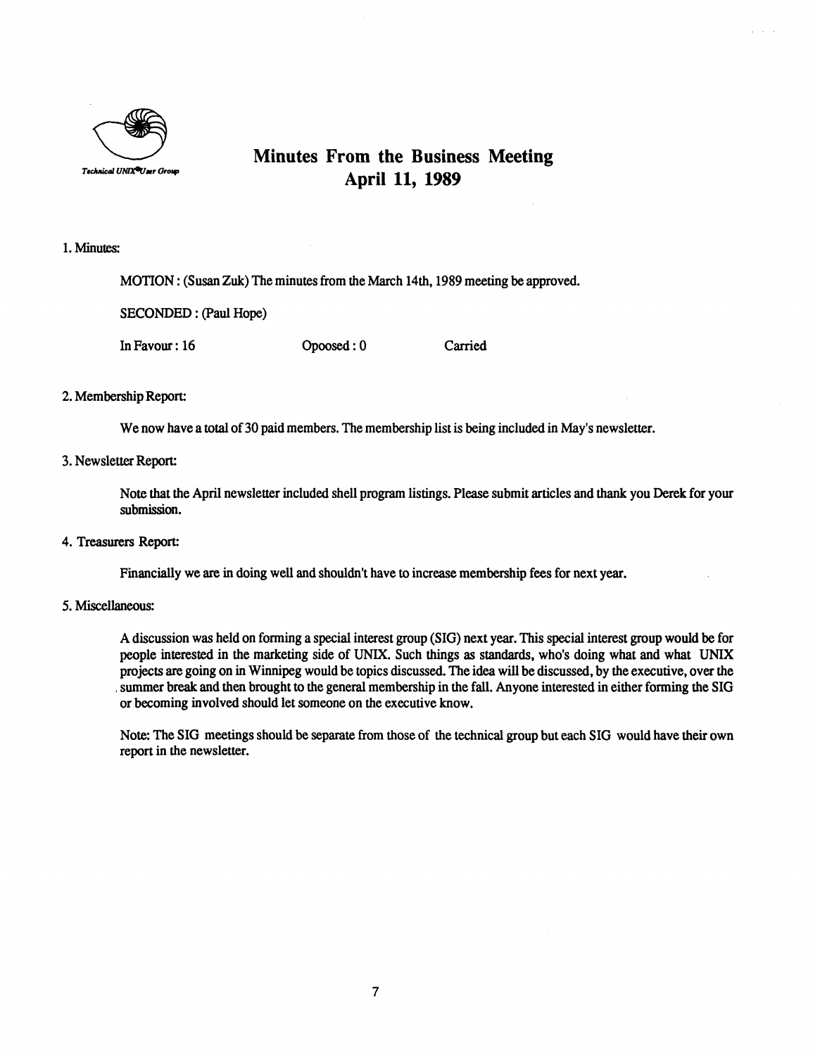Technical UNIX® User Group

# Minutes From the Business Meeting
# April 11, 1989

1. Minutes:

MOTION : (Susan Zuk) The minutes from the March 14th, 1989 meeting be approved.

SECONDED : (Paul Hope)

In Favour : 16 Opoosed : 0 Carried

2. Membership Report:

We now have a total of 30 paid members. The membership list is being included in May's newsletter.

3. Newsletter Report:

Note that the April newsletter included shell program listings. Please submit articles and thank you Derek for your submission.

4. Treasurers Report:

Financially we are in doing well and shouldn't have to increase membership fees for next year.

5. Miscellaneous:

A discussion was held on forming a special interest group (SIG) next year. This special interest group would be for people interested in the marketing side of UNIX. Such things as standards, who's doing what and what UNIX projects are going on in Winnipeg would be topics discussed. The idea will be discussed, by the executive, over the summer break and then brought to the general membership in the fall. Anyone interested in either forming the SIG or becoming involved should let someone on the executive know.

Note: The SIG meetings should be separate from those of the technical group but each SIG would have their own report in the newsletter.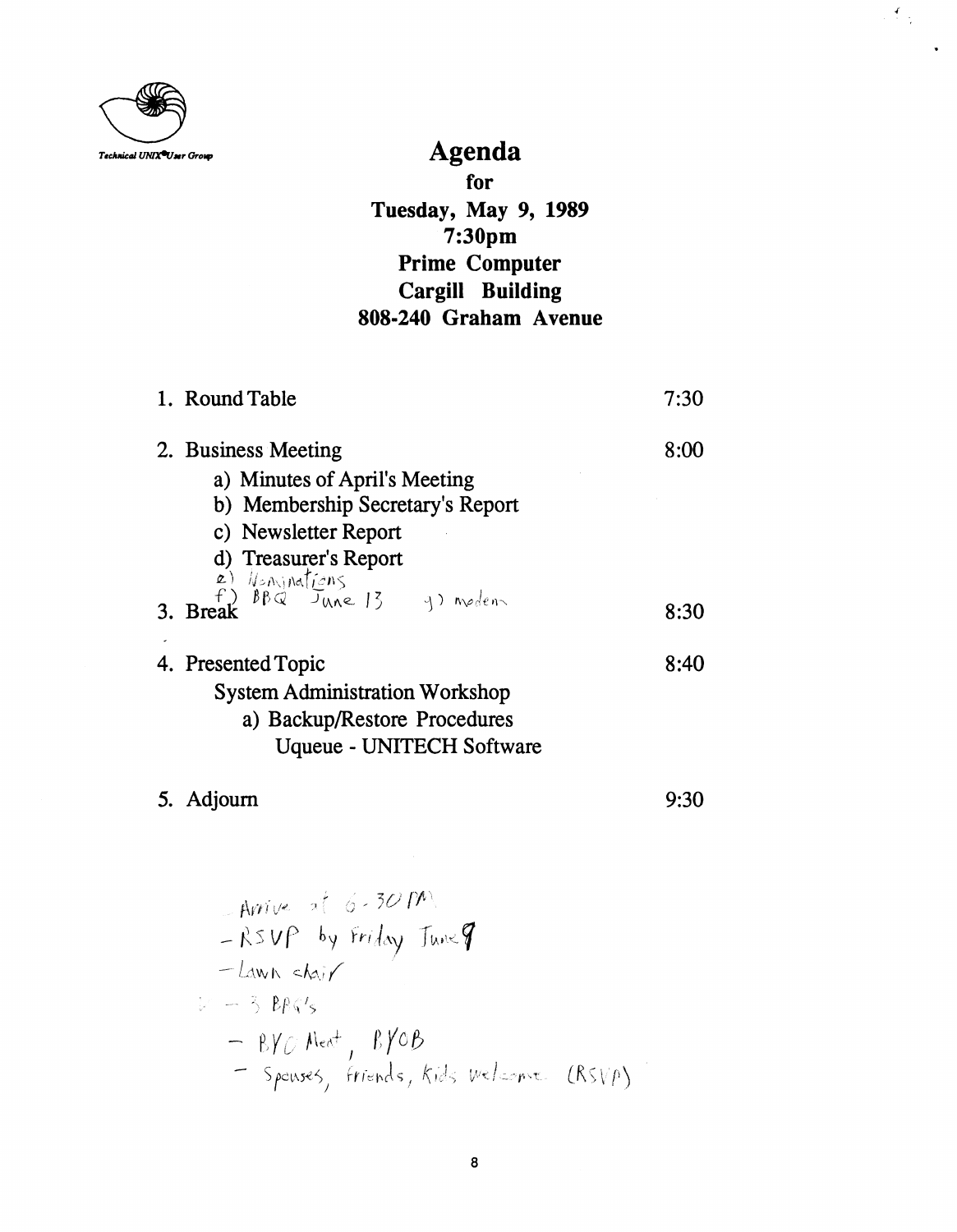Technical UNIX® User Group

# Agenda

**for**

**Tuesday, May 9, 1989**

**7:30pm**

**Prime Computer**

**Cargill Building**

**808-240 Graham Avenue**

| | |
|---|---|
| 1. Round Table | 7:30 |
| 2. Business Meeting | 8:00 |
| a) Minutes of April's Meeting | |
| b) Membership Secretary's Report | |
| c) Newsletter Report | |
| d) Treasurer's Report | |
| e) Nominations | |
| f) BBQ June 13 g) modem | |
| 3. Break | 8:30 |
| 4. Presented Topic | 8:40 |
| System Administration Workshop | |
| a) Backup/Restore Procedures | |
| Uqueue - UNITECH Software | |
| 5. Adjourn | 9:30 |

Arrive at 6:30 PM
- RSVP by Friday June 9
- Lawn chair
- 3 BBQ's
- BYO Meat, BYOB
- Spouses, friends, Kids welcome (RSVP)